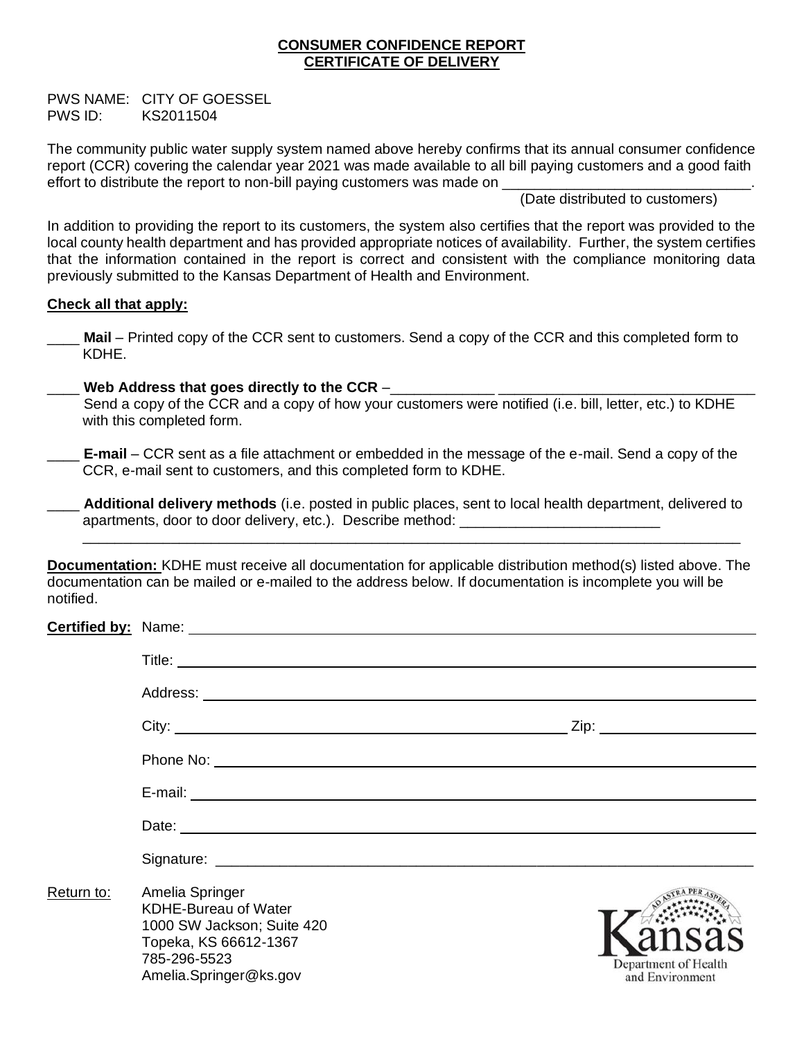**CONSUMER CONFIDENCE REPORT**
**CERTIFICATE OF DELIVERY**

PWS NAME: CITY OF GOESSEL
PWS ID: KS2011504

The community public water supply system named above hereby confirms that its annual consumer confidence report (CCR) covering the calendar year 2021 was made available to all bill paying customers and a good faith effort to distribute the report to non-bill paying customers was made on ______________________________.
(Date distributed to customers)

In addition to providing the report to its customers, the system also certifies that the report was provided to the local county health department and has provided appropriate notices of availability. Further, the system certifies that the information contained in the report is correct and consistent with the compliance monitoring data previously submitted to the Kansas Department of Health and Environment.

**Check all that apply:**

____ **Mail** – Printed copy of the CCR sent to customers. Send a copy of the CCR and this completed form to KDHE.

____ **Web Address that goes directly to the CCR** –_____________ ________________________________
Send a copy of the CCR and a copy of how your customers were notified (i.e. bill, letter, etc.) to KDHE with this completed form.

____ **E-mail** – CCR sent as a file attachment or embedded in the message of the e-mail. Send a copy of the CCR, e-mail sent to customers, and this completed form to KDHE.

____ **Additional delivery methods** (i.e. posted in public places, sent to local health department, delivered to apartments, door to door delivery, etc.). Describe method: _________________________
_____________________________________________________________________________________

**Documentation:** KDHE must receive all documentation for applicable distribution method(s) listed above. The documentation can be mailed or e-mailed to the address below. If documentation is incomplete you will be notified.

**Certified by:** Name: ______________________________

Title: ______________________________

Address: ______________________________

City: ______________________________ Zip: ______________

Phone No: ______________________________

E-mail: ______________________________

Date: ______________________________

Signature: ______________________________

Return to: Amelia Springer
KDHE-Bureau of Water
1000 SW Jackson; Suite 420
Topeka, KS 66612-1367
785-296-5523
Amelia.Springer@ks.gov

Kansas Department of Health and Environment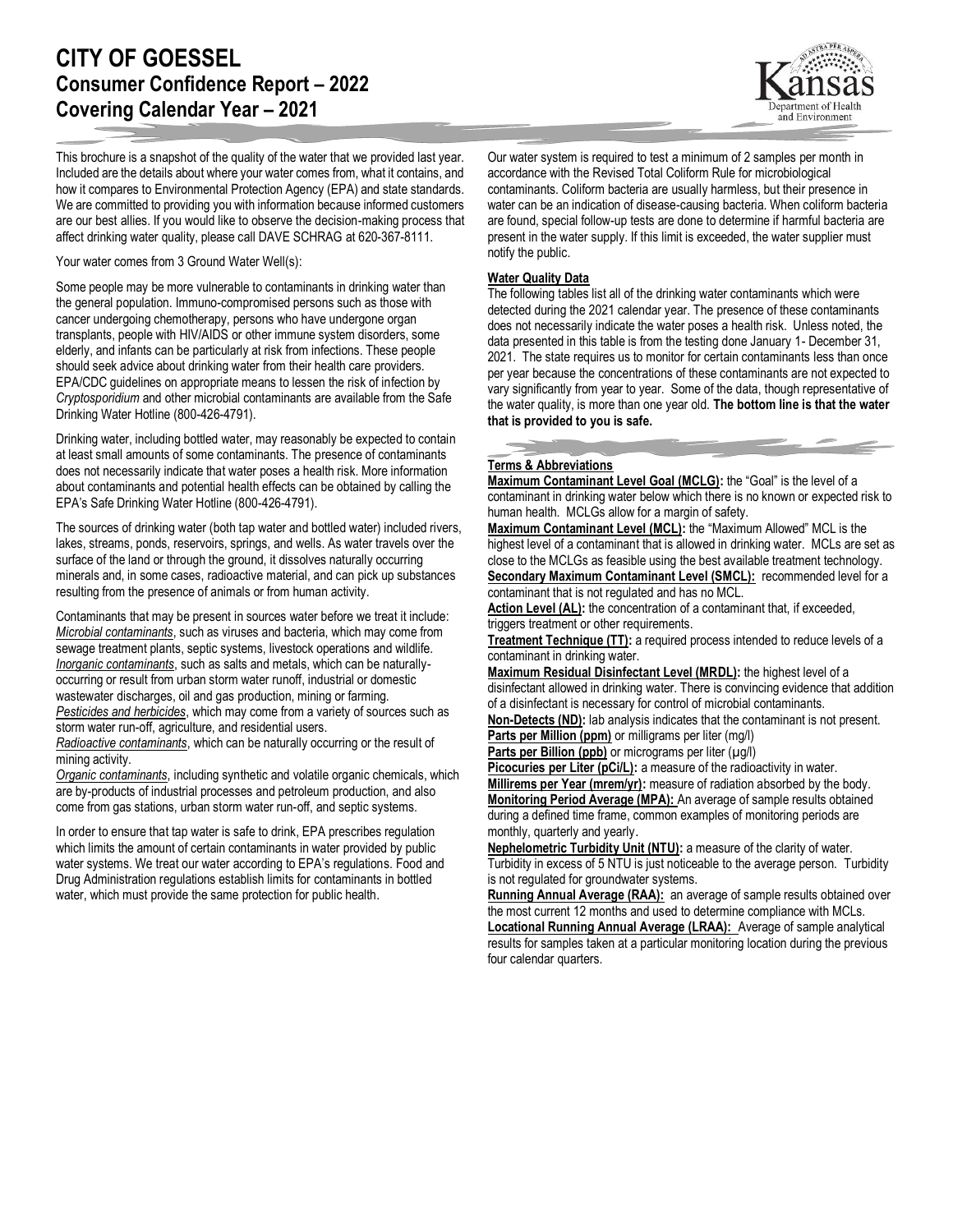# CITY OF GOESSEL
## Consumer Confidence Report – 2022
## Covering Calendar Year – 2021

This brochure is a snapshot of the quality of the water that we provided last year. Included are the details about where your water comes from, what it contains, and how it compares to Environmental Protection Agency (EPA) and state standards. We are committed to providing you with information because informed customers are our best allies. If you would like to observe the decision-making process that affect drinking water quality, please call DAVE SCHRAG at 620-367-8111.

Your water comes from 3 Ground Water Well(s):

Some people may be more vulnerable to contaminants in drinking water than the general population. Immuno-compromised persons such as those with cancer undergoing chemotherapy, persons who have undergone organ transplants, people with HIV/AIDS or other immune system disorders, some elderly, and infants can be particularly at risk from infections. These people should seek advice about drinking water from their health care providers. EPA/CDC guidelines on appropriate means to lessen the risk of infection by *Cryptosporidium* and other microbial contaminants are available from the Safe Drinking Water Hotline (800-426-4791).

Drinking water, including bottled water, may reasonably be expected to contain at least small amounts of some contaminants. The presence of contaminants does not necessarily indicate that water poses a health risk. More information about contaminants and potential health effects can be obtained by calling the EPA's Safe Drinking Water Hotline (800-426-4791).

The sources of drinking water (both tap water and bottled water) included rivers, lakes, streams, ponds, reservoirs, springs, and wells. As water travels over the surface of the land or through the ground, it dissolves naturally occurring minerals and, in some cases, radioactive material, and can pick up substances resulting from the presence of animals or from human activity.

Contaminants that may be present in sources water before we treat it include:
*Microbial contaminants*, such as viruses and bacteria, which may come from sewage treatment plants, septic systems, livestock operations and wildlife.
*Inorganic contaminants*, such as salts and metals, which can be naturally-occurring or result from urban storm water runoff, industrial or domestic wastewater discharges, oil and gas production, mining or farming.
*Pesticides and herbicides*, which may come from a variety of sources such as storm water run-off, agriculture, and residential users.
*Radioactive contaminants*, which can be naturally occurring or the result of mining activity.
*Organic contaminants*, including synthetic and volatile organic chemicals, which are by-products of industrial processes and petroleum production, and also come from gas stations, urban storm water run-off, and septic systems.

In order to ensure that tap water is safe to drink, EPA prescribes regulation which limits the amount of certain contaminants in water provided by public water systems. We treat our water according to EPA's regulations. Food and Drug Administration regulations establish limits for contaminants in bottled water, which must provide the same protection for public health.

Our water system is required to test a minimum of 2 samples per month in accordance with the Revised Total Coliform Rule for microbiological contaminants. Coliform bacteria are usually harmless, but their presence in water can be an indication of disease-causing bacteria. When coliform bacteria are found, special follow-up tests are done to determine if harmful bacteria are present in the water supply. If this limit is exceeded, the water supplier must notify the public.

**Water Quality Data**

The following tables list all of the drinking water contaminants which were detected during the 2021 calendar year. The presence of these contaminants does not necessarily indicate the water poses a health risk. Unless noted, the data presented in this table is from the testing done January 1- December 31, 2021. The state requires us to monitor for certain contaminants less than once per year because the concentrations of these contaminants are not expected to vary significantly from year to year. Some of the data, though representative of the water quality, is more than one year old. **The bottom line is that the water that is provided to you is safe.**

**Terms & Abbreviations**

**Maximum Contaminant Level Goal (MCLG):** the "Goal" is the level of a contaminant in drinking water below which there is no known or expected risk to human health. MCLGs allow for a margin of safety.
**Maximum Contaminant Level (MCL):** the "Maximum Allowed" MCL is the highest level of a contaminant that is allowed in drinking water. MCLs are set as close to the MCLGs as feasible using the best available treatment technology.
**Secondary Maximum Contaminant Level (SMCL):** recommended level for a contaminant that is not regulated and has no MCL.
**Action Level (AL):** the concentration of a contaminant that, if exceeded, triggers treatment or other requirements.
**Treatment Technique (TT):** a required process intended to reduce levels of a contaminant in drinking water.
**Maximum Residual Disinfectant Level (MRDL):** the highest level of a disinfectant allowed in drinking water. There is convincing evidence that addition of a disinfectant is necessary for control of microbial contaminants.
**Non-Detects (ND):** lab analysis indicates that the contaminant is not present.
**Parts per Million (ppm)** or milligrams per liter (mg/l)
**Parts per Billion (ppb)** or micrograms per liter (µg/l)
**Picocuries per Liter (pCi/L):** a measure of the radioactivity in water.
**Millirems per Year (mrem/yr):** measure of radiation absorbed by the body.
**Monitoring Period Average (MPA):** An average of sample results obtained during a defined time frame, common examples of monitoring periods are monthly, quarterly and yearly.
**Nephelometric Turbidity Unit (NTU):** a measure of the clarity of water. Turbidity in excess of 5 NTU is just noticeable to the average person. Turbidity is not regulated for groundwater systems.
**Running Annual Average (RAA):** an average of sample results obtained over the most current 12 months and used to determine compliance with MCLs.
**Locational Running Annual Average (LRAA):** Average of sample analytical results for samples taken at a particular monitoring location during the previous four calendar quarters.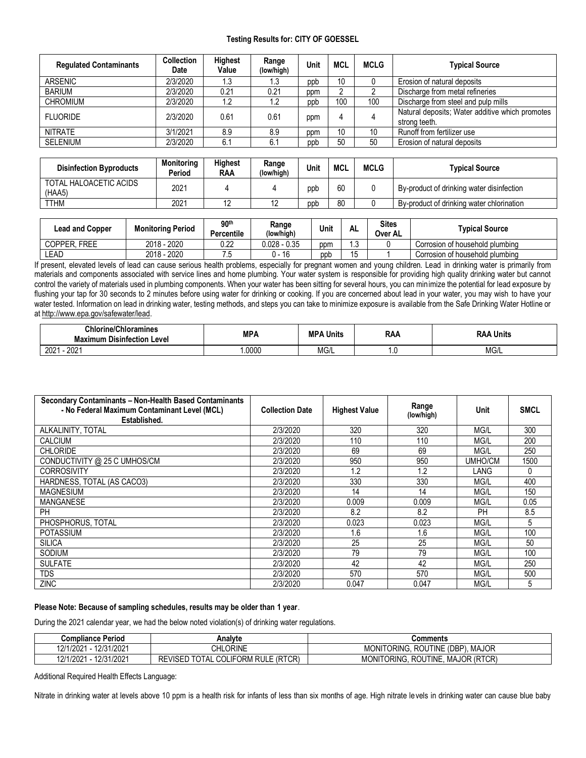**Testing Results for: CITY OF GOESSEL**

| Regulated Contaminants | Collection Date | Highest Value | Range (low/high) | Unit | MCL | MCLG | Typical Source |
|---|---|---|---|---|---|---|---|
| ARSENIC | 2/3/2020 | 1.3 | 1.3 | ppb | 10 | 0 | Erosion of natural deposits |
| BARIUM | 2/3/2020 | 0.21 | 0.21 | ppm | 2 | 2 | Discharge from metal refineries |
| CHROMIUM | 2/3/2020 | 1.2 | 1.2 | ppb | 100 | 100 | Discharge from steel and pulp mills |
| FLUORIDE | 2/3/2020 | 0.61 | 0.61 | ppm | 4 | 4 | Natural deposits; Water additive which promotes strong teeth. |
| NITRATE | 3/1/2021 | 8.9 | 8.9 | ppm | 10 | 10 | Runoff from fertilizer use |
| SELENIUM | 2/3/2020 | 6.1 | 6.1 | ppb | 50 | 50 | Erosion of natural deposits |

| Disinfection Byproducts | Monitoring Period | Highest RAA | Range (low/high) | Unit | MCL | MCLG | Typical Source |
|---|---|---|---|---|---|---|---|
| TOTAL HALOACETIC ACIDS (HAA5) | 2021 | 4 | 4 | ppb | 60 | 0 | By-product of drinking water disinfection |
| TTHM | 2021 | 12 | 12 | ppb | 80 | 0 | By-product of drinking water chlorination |

| Lead and Copper | Monitoring Period | 90th Percentile | Range (low/high) | Unit | AL | Sites Over AL | Typical Source |
|---|---|---|---|---|---|---|---|
| COPPER, FREE | 2018 - 2020 | 0.22 | 0.028 - 0.35 | ppm | 1.3 | 0 | Corrosion of household plumbing |
| LEAD | 2018 - 2020 | 7.5 | 0 - 16 | ppb | 15 | 1 | Corrosion of household plumbing |

If present, elevated levels of lead can cause serious health problems, especially for pregnant women and young children. Lead in drinking water is primarily from materials and components associated with service lines and home plumbing. Your water system is responsible for providing high quality drinking water but cannot control the variety of materials used in plumbing components. When your water has been sitting for several hours, you can minimize the potential for lead exposure by flushing your tap for 30 seconds to 2 minutes before using water for drinking or cooking. If you are concerned about lead in your water, you may wish to have your water tested. Information on lead in drinking water, testing methods, and steps you can take to minimize exposure is available from the Safe Drinking Water Hotline or at http://www.epa.gov/safewater/lead.

| Chlorine/Chloramines Maximum Disinfection Level | MPA | MPA Units | RAA | RAA Units |
|---|---|---|---|---|
| 2021 - 2021 | 1.0000 | MG/L | 1.0 | MG/L |

| Secondary Contaminants – Non-Health Based Contaminants - No Federal Maximum Contaminant Level (MCL) Established. | Collection Date | Highest Value | Range (low/high) | Unit | SMCL |
|---|---|---|---|---|---|
| ALKALINITY, TOTAL | 2/3/2020 | 320 | 320 | MG/L | 300 |
| CALCIUM | 2/3/2020 | 110 | 110 | MG/L | 200 |
| CHLORIDE | 2/3/2020 | 69 | 69 | MG/L | 250 |
| CONDUCTIVITY @ 25 C UMHOS/CM | 2/3/2020 | 950 | 950 | UMHO/CM | 1500 |
| CORROSIVITY | 2/3/2020 | 1.2 | 1.2 | LANG | 0 |
| HARDNESS, TOTAL (AS CACO3) | 2/3/2020 | 330 | 330 | MG/L | 400 |
| MAGNESIUM | 2/3/2020 | 14 | 14 | MG/L | 150 |
| MANGANESE | 2/3/2020 | 0.009 | 0.009 | MG/L | 0.05 |
| PH | 2/3/2020 | 8.2 | 8.2 | PH | 8.5 |
| PHOSPHORUS, TOTAL | 2/3/2020 | 0.023 | 0.023 | MG/L | 5 |
| POTASSIUM | 2/3/2020 | 1.6 | 1.6 | MG/L | 100 |
| SILICA | 2/3/2020 | 25 | 25 | MG/L | 50 |
| SODIUM | 2/3/2020 | 79 | 79 | MG/L | 100 |
| SULFATE | 2/3/2020 | 42 | 42 | MG/L | 250 |
| TDS | 2/3/2020 | 570 | 570 | MG/L | 500 |
| ZINC | 2/3/2020 | 0.047 | 0.047 | MG/L | 5 |

**Please Note: Because of sampling schedules, results may be older than 1 year**.

During the 2021 calendar year, we had the below noted violation(s) of drinking water regulations.

| Compliance Period | Analyte | Comments |
|---|---|---|
| 12/1/2021 - 12/31/2021 | CHLORINE | MONITORING, ROUTINE (DBP), MAJOR |
| 12/1/2021 - 12/31/2021 | REVISED TOTAL COLIFORM RULE (RTCR) | MONITORING, ROUTINE, MAJOR (RTCR) |

Additional Required Health Effects Language:

Nitrate in drinking water at levels above 10 ppm is a health risk for infants of less than six months of age. High nitrate levels in drinking water can cause blue baby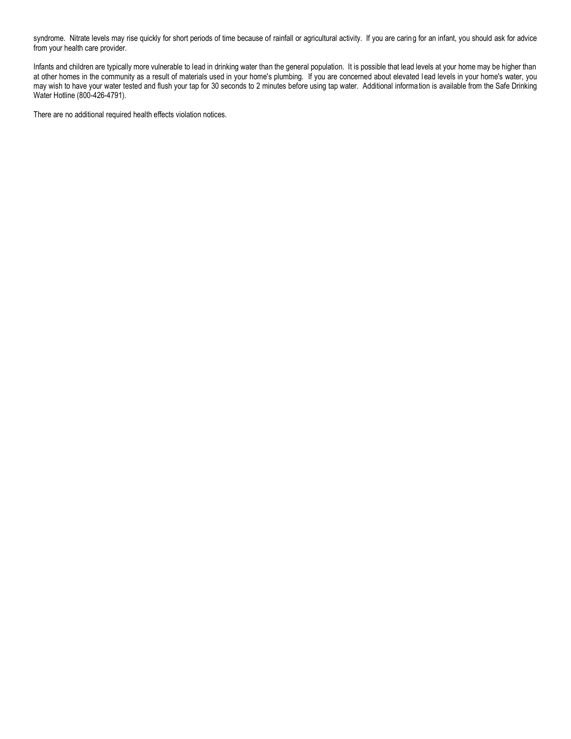syndrome. Nitrate levels may rise quickly for short periods of time because of rainfall or agricultural activity. If you are caring for an infant, you should ask for advice from your health care provider.

Infants and children are typically more vulnerable to lead in drinking water than the general population. It is possible that lead levels at your home may be higher than at other homes in the community as a result of materials used in your home's plumbing. If you are concerned about elevated lead levels in your home's water, you may wish to have your water tested and flush your tap for 30 seconds to 2 minutes before using tap water. Additional information is available from the Safe Drinking Water Hotline (800-426-4791).

There are no additional required health effects violation notices.